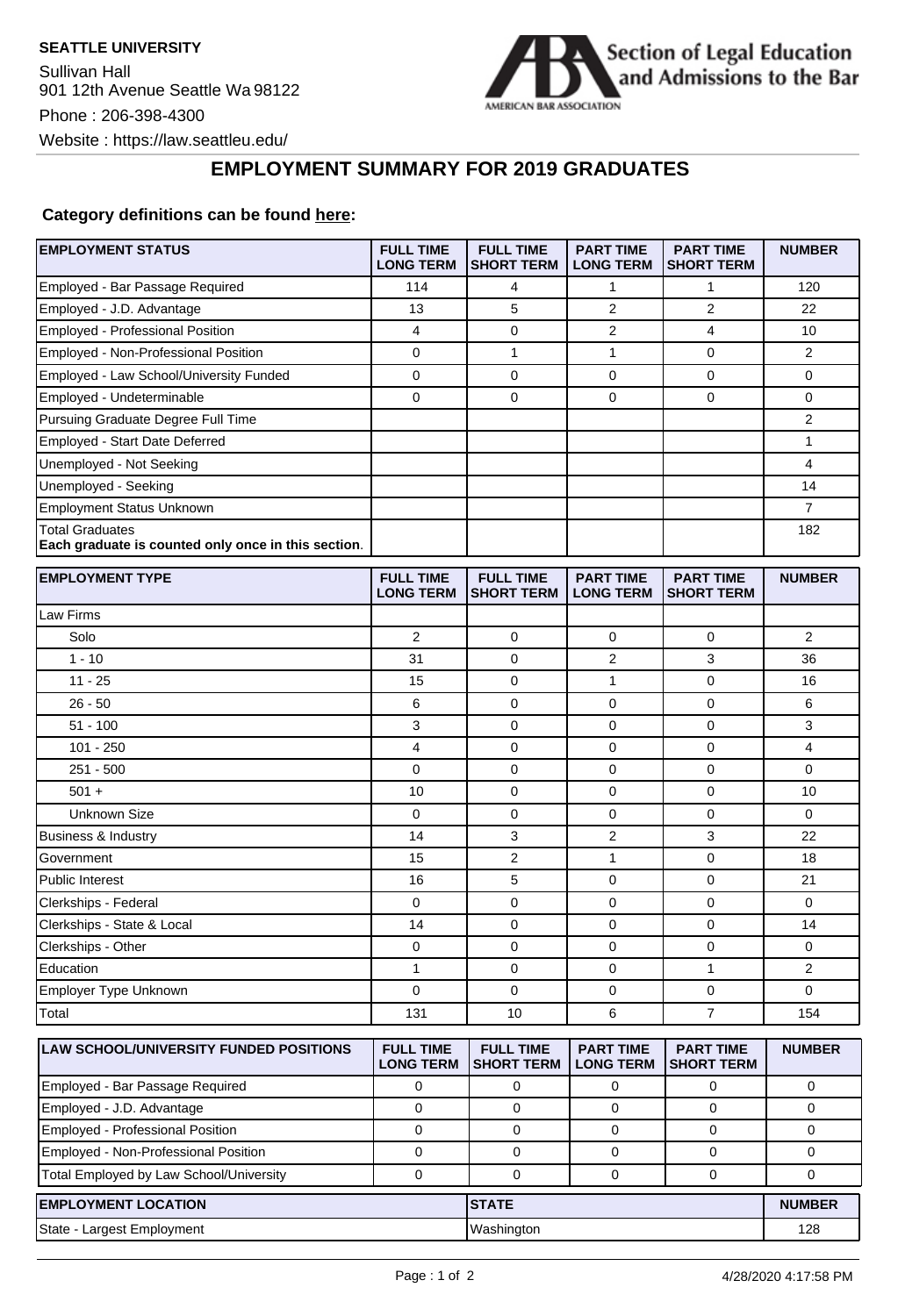**SEATTLE UNIVERSITY**

Sullivan Hall
901 12th Avenue Seattle Wa 98122

Phone : 206-398-4300

Website : https://law.seattleu.edu/

Section of Legal Education and Admissions to the Bar
AMERICAN BAR ASSOCIATION

# EMPLOYMENT SUMMARY FOR 2019 GRADUATES

**Category definitions can be found here:**

| EMPLOYMENT STATUS | FULL TIME LONG TERM | FULL TIME SHORT TERM | PART TIME LONG TERM | PART TIME SHORT TERM | NUMBER |
|---|---|---|---|---|---|
| Employed - Bar Passage Required | 114 | 4 | 1 | 1 | 120 |
| Employed - J.D. Advantage | 13 | 5 | 2 | 2 | 22 |
| Employed - Professional Position | 4 | 0 | 2 | 4 | 10 |
| Employed - Non-Professional Position | 0 | 1 | 1 | 0 | 2 |
| Employed - Law School/University Funded | 0 | 0 | 0 | 0 | 0 |
| Employed - Undeterminable | 0 | 0 | 0 | 0 | 0 |
| Pursuing Graduate Degree Full Time | | | | | 2 |
| Employed - Start Date Deferred | | | | | 1 |
| Unemployed - Not Seeking | | | | | 4 |
| Unemployed - Seeking | | | | | 14 |
| Employment Status Unknown | | | | | 7 |
| Total Graduates **Each graduate is counted only once in this section**. | | | | | 182 |

| EMPLOYMENT TYPE | FULL TIME LONG TERM | FULL TIME SHORT TERM | PART TIME LONG TERM | PART TIME SHORT TERM | NUMBER |
|---|---|---|---|---|---|
| Law Firms | | | | | |
| Solo | 2 | 0 | 0 | 0 | 2 |
| 1 - 10 | 31 | 0 | 2 | 3 | 36 |
| 11 - 25 | 15 | 0 | 1 | 0 | 16 |
| 26 - 50 | 6 | 0 | 0 | 0 | 6 |
| 51 - 100 | 3 | 0 | 0 | 0 | 3 |
| 101 - 250 | 4 | 0 | 0 | 0 | 4 |
| 251 - 500 | 0 | 0 | 0 | 0 | 0 |
| 501 + | 10 | 0 | 0 | 0 | 10 |
| Unknown Size | 0 | 0 | 0 | 0 | 0 |
| Business & Industry | 14 | 3 | 2 | 3 | 22 |
| Government | 15 | 2 | 1 | 0 | 18 |
| Public Interest | 16 | 5 | 0 | 0 | 21 |
| Clerkships - Federal | 0 | 0 | 0 | 0 | 0 |
| Clerkships - State & Local | 14 | 0 | 0 | 0 | 14 |
| Clerkships - Other | 0 | 0 | 0 | 0 | 0 |
| Education | 1 | 0 | 0 | 1 | 2 |
| Employer Type Unknown | 0 | 0 | 0 | 0 | 0 |
| Total | 131 | 10 | 6 | 7 | 154 |

| LAW SCHOOL/UNIVERSITY FUNDED POSITIONS | FULL TIME LONG TERM | FULL TIME SHORT TERM | PART TIME LONG TERM | PART TIME SHORT TERM | NUMBER |
|---|---|---|---|---|---|
| Employed - Bar Passage Required | 0 | 0 | 0 | 0 | 0 |
| Employed - J.D. Advantage | 0 | 0 | 0 | 0 | 0 |
| Employed - Professional Position | 0 | 0 | 0 | 0 | 0 |
| Employed - Non-Professional Position | 0 | 0 | 0 | 0 | 0 |
| Total Employed by Law School/University | 0 | 0 | 0 | 0 | 0 |

| EMPLOYMENT LOCATION | STATE | NUMBER |
|---|---|---|
| State - Largest Employment | Washington | 128 |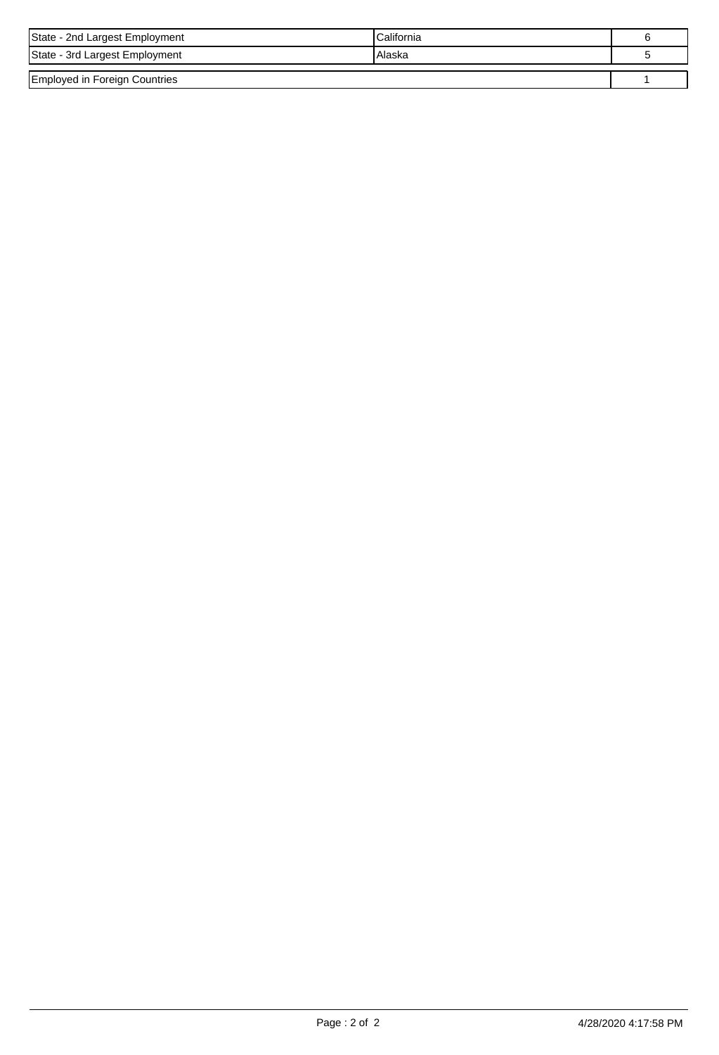| | | |
|---|---|---|
| State - 2nd Largest Employment | California | 6 |
| State - 3rd Largest Employment | Alaska | 5 |

| | |
|---|---|
| Employed in Foreign Countries | 1 |